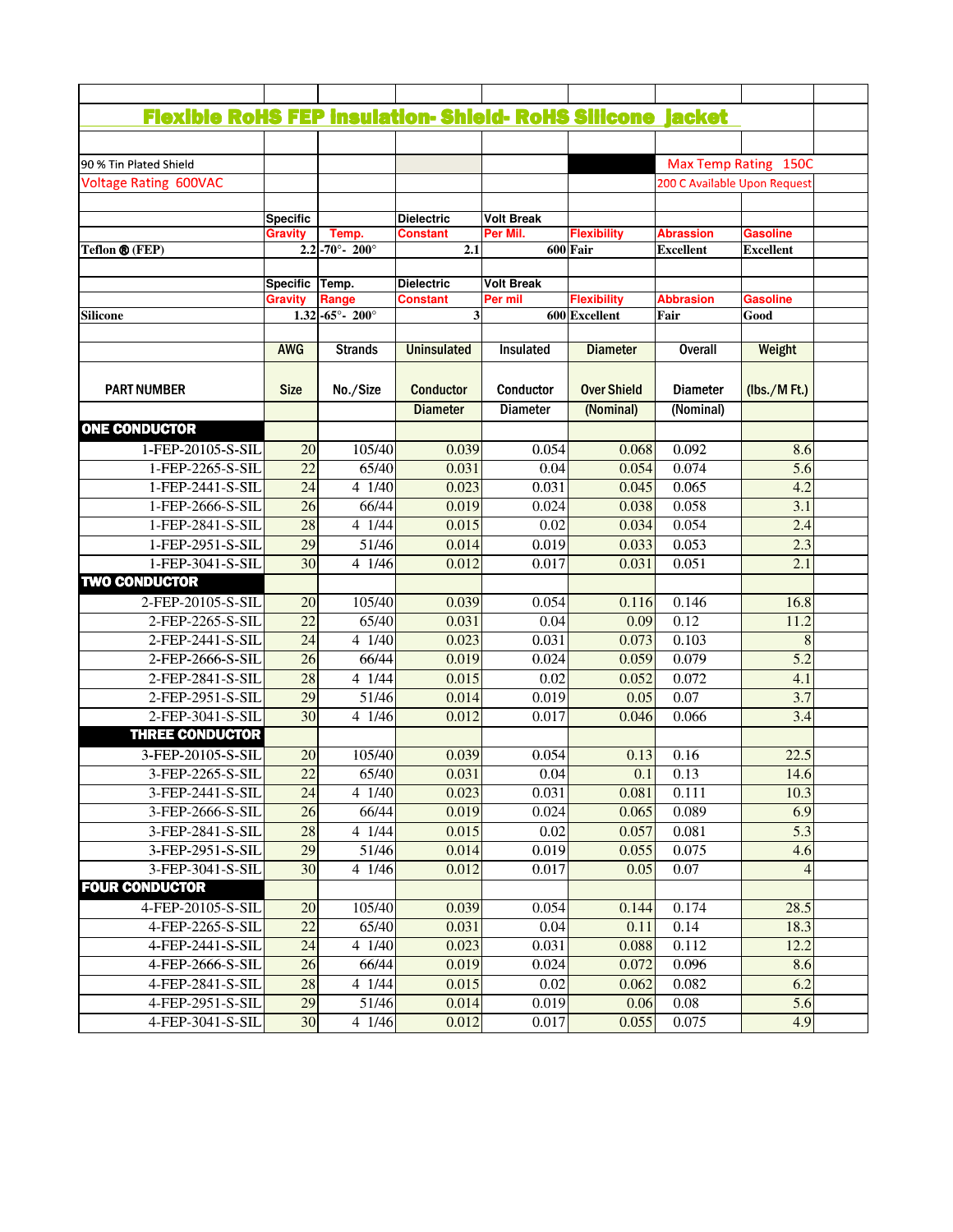# Flexible RoHS FEP Insulation- Shield- RoHS Silicone Jacket

90 % Tin Plated Shield

Voltage Rating 600VAC

Max Temp Rating 150C

200 C Available Upon Request

| | Specific Gravity | Temp. | Dielectric Constant | Volt Break Per Mil. | Flexibility | Abrassion | Gasoline |
|---|---|---|---|---|---|---|---|
| Teflon ® (FEP) | 2.2 | -70°- 200° | 2.1 | 600 | Fair | Excellent | Excellent |

| | Specific Gravity | Temp. Range | Dielectric Constant | Volt Break Per mil | Flexibility | Abbrasion | Gasoline |
|---|---|---|---|---|---|---|---|
| Silicone | 1.32 | -65°- 200° | 3 | 600 | Excellent | Fair | Good |

| PART NUMBER | AWG Size | Strands No./Size | Uninsulated Conductor Diameter | Insulated Conductor Diameter | Diameter Over Shield (Nominal) | Overall Diameter (Nominal) | Weight (lbs./M Ft.) |
|---|---|---|---|---|---|---|---|
| **ONE CONDUCTOR** | | | | | | | |
| 1-FEP-20105-S-SIL | 20 | 105/40 | 0.039 | 0.054 | 0.068 | 0.092 | 8.6 |
| 1-FEP-2265-S-SIL | 22 | 65/40 | 0.031 | 0.04 | 0.054 | 0.074 | 5.6 |
| 1-FEP-2441-S-SIL | 24 | 4 1/40 | 0.023 | 0.031 | 0.045 | 0.065 | 4.2 |
| 1-FEP-2666-S-SIL | 26 | 66/44 | 0.019 | 0.024 | 0.038 | 0.058 | 3.1 |
| 1-FEP-2841-S-SIL | 28 | 4 1/44 | 0.015 | 0.02 | 0.034 | 0.054 | 2.4 |
| 1-FEP-2951-S-SIL | 29 | 51/46 | 0.014 | 0.019 | 0.033 | 0.053 | 2.3 |
| 1-FEP-3041-S-SIL | 30 | 4 1/46 | 0.012 | 0.017 | 0.031 | 0.051 | 2.1 |
| **TWO CONDUCTOR** | | | | | | | |
| 2-FEP-20105-S-SIL | 20 | 105/40 | 0.039 | 0.054 | 0.116 | 0.146 | 16.8 |
| 2-FEP-2265-S-SIL | 22 | 65/40 | 0.031 | 0.04 | 0.09 | 0.12 | 11.2 |
| 2-FEP-2441-S-SIL | 24 | 4 1/40 | 0.023 | 0.031 | 0.073 | 0.103 | 8 |
| 2-FEP-2666-S-SIL | 26 | 66/44 | 0.019 | 0.024 | 0.059 | 0.079 | 5.2 |
| 2-FEP-2841-S-SIL | 28 | 4 1/44 | 0.015 | 0.02 | 0.052 | 0.072 | 4.1 |
| 2-FEP-2951-S-SIL | 29 | 51/46 | 0.014 | 0.019 | 0.05 | 0.07 | 3.7 |
| 2-FEP-3041-S-SIL | 30 | 4 1/46 | 0.012 | 0.017 | 0.046 | 0.066 | 3.4 |
| **THREE CONDUCTOR** | | | | | | | |
| 3-FEP-20105-S-SIL | 20 | 105/40 | 0.039 | 0.054 | 0.13 | 0.16 | 22.5 |
| 3-FEP-2265-S-SIL | 22 | 65/40 | 0.031 | 0.04 | 0.1 | 0.13 | 14.6 |
| 3-FEP-2441-S-SIL | 24 | 4 1/40 | 0.023 | 0.031 | 0.081 | 0.111 | 10.3 |
| 3-FEP-2666-S-SIL | 26 | 66/44 | 0.019 | 0.024 | 0.065 | 0.089 | 6.9 |
| 3-FEP-2841-S-SIL | 28 | 4 1/44 | 0.015 | 0.02 | 0.057 | 0.081 | 5.3 |
| 3-FEP-2951-S-SIL | 29 | 51/46 | 0.014 | 0.019 | 0.055 | 0.075 | 4.6 |
| 3-FEP-3041-S-SIL | 30 | 4 1/46 | 0.012 | 0.017 | 0.05 | 0.07 | 4 |
| **FOUR CONDUCTOR** | | | | | | | |
| 4-FEP-20105-S-SIL | 20 | 105/40 | 0.039 | 0.054 | 0.144 | 0.174 | 28.5 |
| 4-FEP-2265-S-SIL | 22 | 65/40 | 0.031 | 0.04 | 0.11 | 0.14 | 18.3 |
| 4-FEP-2441-S-SIL | 24 | 4 1/40 | 0.023 | 0.031 | 0.088 | 0.112 | 12.2 |
| 4-FEP-2666-S-SIL | 26 | 66/44 | 0.019 | 0.024 | 0.072 | 0.096 | 8.6 |
| 4-FEP-2841-S-SIL | 28 | 4 1/44 | 0.015 | 0.02 | 0.062 | 0.082 | 6.2 |
| 4-FEP-2951-S-SIL | 29 | 51/46 | 0.014 | 0.019 | 0.06 | 0.08 | 5.6 |
| 4-FEP-3041-S-SIL | 30 | 4 1/46 | 0.012 | 0.017 | 0.055 | 0.075 | 4.9 |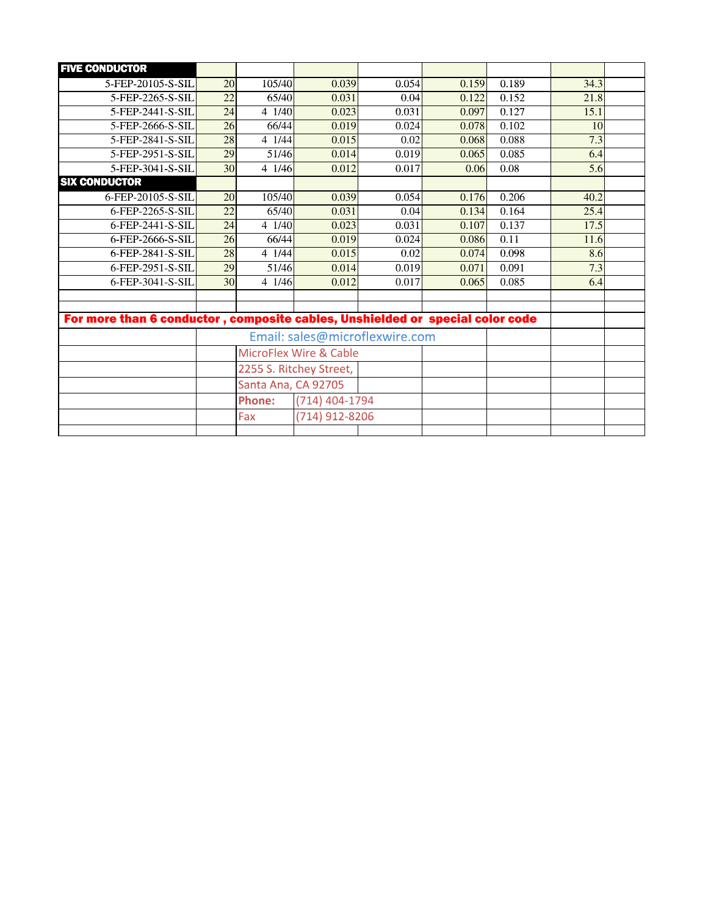| | | | | | | | | |
|---|---|---|---|---|---|---|---|---|
| **FIVE CONDUCTOR** | | | | | | | | |
| 5-FEP-20105-S-SIL | 20 | 105/40 | 0.039 | 0.054 | 0.159 | 0.189 | 34.3 | |
| 5-FEP-2265-S-SIL | 22 | 65/40 | 0.031 | 0.04 | 0.122 | 0.152 | 21.8 | |
| 5-FEP-2441-S-SIL | 24 | 4 1/40 | 0.023 | 0.031 | 0.097 | 0.127 | 15.1 | |
| 5-FEP-2666-S-SIL | 26 | 66/44 | 0.019 | 0.024 | 0.078 | 0.102 | 10 | |
| 5-FEP-2841-S-SIL | 28 | 4 1/44 | 0.015 | 0.02 | 0.068 | 0.088 | 7.3 | |
| 5-FEP-2951-S-SIL | 29 | 51/46 | 0.014 | 0.019 | 0.065 | 0.085 | 6.4 | |
| 5-FEP-3041-S-SIL | 30 | 4 1/46 | 0.012 | 0.017 | 0.06 | 0.08 | 5.6 | |
| **SIX CONDUCTOR** | | | | | | | | |
| 6-FEP-20105-S-SIL | 20 | 105/40 | 0.039 | 0.054 | 0.176 | 0.206 | 40.2 | |
| 6-FEP-2265-S-SIL | 22 | 65/40 | 0.031 | 0.04 | 0.134 | 0.164 | 25.4 | |
| 6-FEP-2441-S-SIL | 24 | 4 1/40 | 0.023 | 0.031 | 0.107 | 0.137 | 17.5 | |
| 6-FEP-2666-S-SIL | 26 | 66/44 | 0.019 | 0.024 | 0.086 | 0.11 | 11.6 | |
| 6-FEP-2841-S-SIL | 28 | 4 1/44 | 0.015 | 0.02 | 0.074 | 0.098 | 8.6 | |
| 6-FEP-2951-S-SIL | 29 | 51/46 | 0.014 | 0.019 | 0.071 | 0.091 | 7.3 | |
| 6-FEP-3041-S-SIL | 30 | 4 1/46 | 0.012 | 0.017 | 0.065 | 0.085 | 6.4 | |

**For more than 6 conductor , composite cables, Unshielded or special color code**

Email: sales@microflexwire.com

MicroFlex Wire & Cable
2255 S. Ritchey Street,
Santa Ana, CA 92705

**Phone:** (714) 404-1794
Fax (714) 912-8206